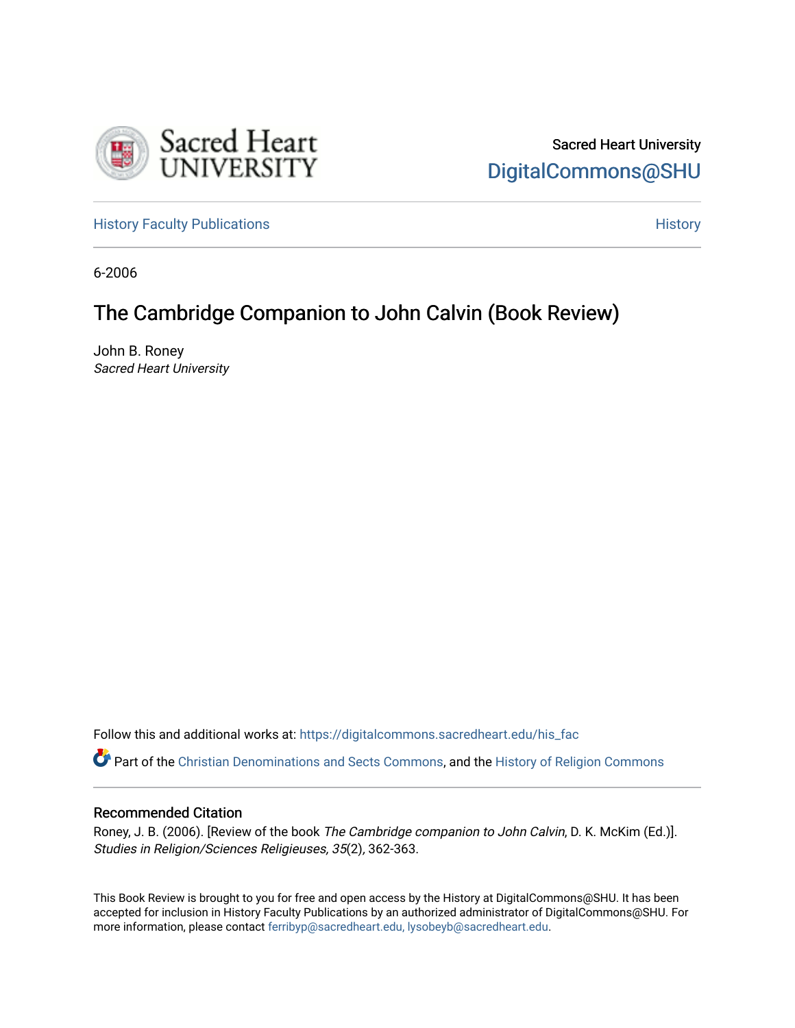Sacred Heart University

DigitalCommons@SHU

History Faculty Publications

History

6-2006

# The Cambridge Companion to John Calvin (Book Review)

John B. Roney

*Sacred Heart University*

Follow this and additional works at: https://digitalcommons.sacredheart.edu/his_fac

Part of the Christian Denominations and Sects Commons, and the History of Religion Commons

## Recommended Citation

Roney, J. B. (2006). [Review of the book *The Cambridge companion to John Calvin*, D. K. McKim (Ed.)]. *Studies in Religion/Sciences Religieuses, 35*(2), 362-363.

This Book Review is brought to you for free and open access by the History at DigitalCommons@SHU. It has been accepted for inclusion in History Faculty Publications by an authorized administrator of DigitalCommons@SHU. For more information, please contact ferribyp@sacredheart.edu, lysobeyb@sacredheart.edu.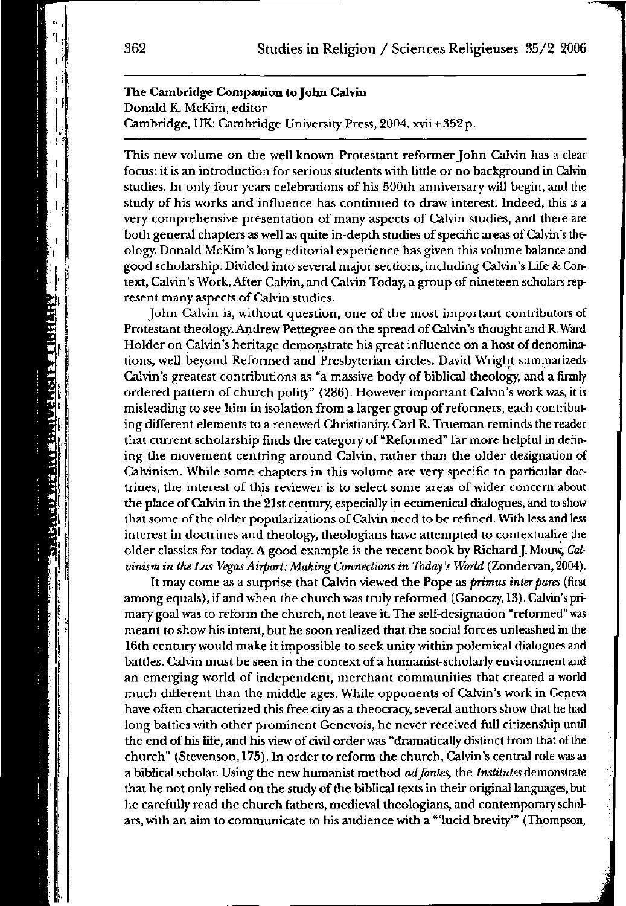**The Cambridge Companion to John Calvin**
Donald K. McKim, editor
Cambridge, UK: Cambridge University Press, 2004. xvii + 352 p.

This new volume on the well-known Protestant reformer John Calvin has a clear focus: it is an introduction for serious students with little or no background in Calvin studies. In only four years celebrations of his 500th anniversary will begin, and the study of his works and influence has continued to draw interest. Indeed, this is a very comprehensive presentation of many aspects of Calvin studies, and there are both general chapters as well as quite in-depth studies of specific areas of Calvin's theology. Donald McKim's long editorial experience has given this volume balance and good scholarship. Divided into several major sections, including Calvin's Life & Context, Calvin's Work, After Calvin, and Calvin Today, a group of nineteen scholars represent many aspects of Calvin studies.

John Calvin is, without question, one of the most important contributors of Protestant theology. Andrew Pettegree on the spread of Calvin's thought and R. Ward Holder on Calvin's heritage demonstrate his great influence on a host of denominations, well beyond Reformed and Presbyterian circles. David Wright summarizeds Calvin's greatest contributions as "a massive body of biblical theology, and a firmly ordered pattern of church polity" (286). However important Calvin's work was, it is misleading to see him in isolation from a larger group of reformers, each contributing different elements to a renewed Christianity. Carl R. Trueman reminds the reader that current scholarship finds the category of "Reformed" far more helpful in defining the movement centring around Calvin, rather than the older designation of Calvinism. While some chapters in this volume are very specific to particular doctrines, the interest of this reviewer is to select some areas of wider concern about the place of Calvin in the 21st century, especially in ecumenical dialogues, and to show that some of the older popularizations of Calvin need to be refined. With less and less interest in doctrines and theology, theologians have attempted to contextualize the older classics for today. A good example is the recent book by Richard J. Mouw, *Calvinism in the Las Vegas Airport: Making Connections in Today's World* (Zondervan, 2004).

It may come as a surprise that Calvin viewed the Pope as *primus inter pares* (first among equals), if and when the church was truly reformed (Ganoczy, 13). Calvin's primary goal was to reform the church, not leave it. The self-designation "reformed" was meant to show his intent, but he soon realized that the social forces unleashed in the 16th century would make it impossible to seek unity within polemical dialogues and battles. Calvin must be seen in the context of a humanist-scholarly environment and an emerging world of independent, merchant communities that created a world much different than the middle ages. While opponents of Calvin's work in Geneva have often characterized this free city as a theocracy, several authors show that he had long battles with other prominent Genevois, he never received full citizenship until the end of his life, and his view of civil order was "dramatically distinct from that of the church" (Stevenson, 175). In order to reform the church, Calvin's central role was as a biblical scholar. Using the new humanist method *ad fontes*, the *Institutes* demonstrate that he not only relied on the study of the biblical texts in their original languages, but he carefully read the church fathers, medieval theologians, and contemporary scholars, with an aim to communicate to his audience with a "'lucid brevity'" (Thompson,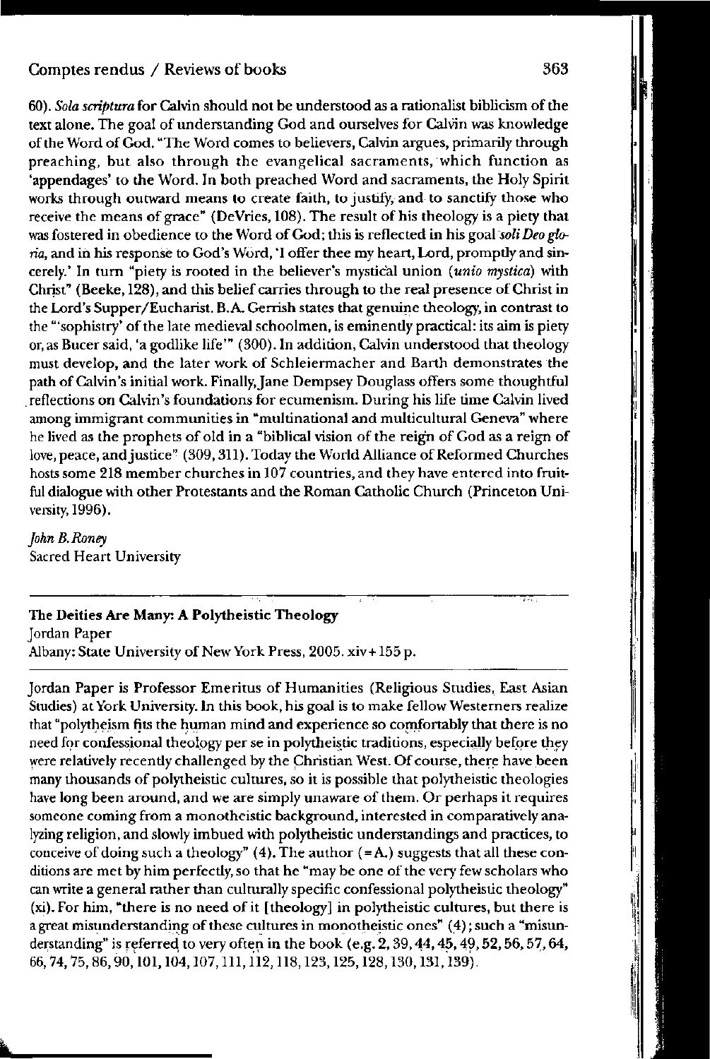60). *Sola scriptura* for Calvin should not be understood as a rationalist biblicism of the text alone. The goal of understanding God and ourselves for Calvin was knowledge of the Word of God. "The Word comes to believers, Calvin argues, primarily through preaching, but also through the evangelical sacraments, which function as 'appendages' to the Word. In both preached Word and sacraments, the Holy Spirit works through outward means to create faith, to justify, and to sanctify those who receive the means of grace" (DeVries, 108). The result of his theology is a piety that was fostered in obedience to the Word of God; this is reflected in his goal *soli Deo gloria*, and in his response to God's Word, 'I offer thee my heart, Lord, promptly and sincerely.' In turn "piety is rooted in the believer's mystical union (*unio mystica*) with Christ" (Beeke, 128), and this belief carries through to the real presence of Christ in the Lord's Supper/Eucharist. B.A. Gerrish states that genuine theology, in contrast to the "'sophistry' of the late medieval schoolmen, is eminently practical: its aim is piety or, as Bucer said, 'a godlike life'" (300). In addition, Calvin understood that theology must develop, and the later work of Schleiermacher and Barth demonstrates the path of Calvin's initial work. Finally, Jane Dempsey Douglass offers some thoughtful reflections on Calvin's foundations for ecumenism. During his life time Calvin lived among immigrant communities in "multinational and multicultural Geneva" where he lived as the prophets of old in a "biblical vision of the reign of God as a reign of love, peace, and justice" (309, 311). Today the World Alliance of Reformed Churches hosts some 218 member churches in 107 countries, and they have entered into fruitful dialogue with other Protestants and the Roman Catholic Church (Princeton University, 1996).

*John B. Roney*
Sacred Heart University

---

**The Deities Are Many: A Polytheistic Theology**
Jordan Paper
Albany: State University of New York Press, 2005. xiv + 155 p.

---

Jordan Paper is Professor Emeritus of Humanities (Religious Studies, East Asian Studies) at York University. In this book, his goal is to make fellow Westerners realize that "polytheism fits the human mind and experience so comfortably that there is no need for confessional theology per se in polytheistic traditions, especially before they were relatively recently challenged by the Christian West. Of course, there have been many thousands of polytheistic cultures, so it is possible that polytheistic theologies have long been around, and we are simply unaware of them. Or perhaps it requires someone coming from a monotheistic background, interested in comparatively analyzing religion, and slowly imbued with polytheistic understandings and practices, to conceive of doing such a theology" (4). The author (= A.) suggests that all these conditions are met by him perfectly, so that he "may be one of the very few scholars who can write a general rather than culturally specific confessional polytheistic theology" (xi). For him, "there is no need of it [theology] in polytheistic cultures, but there is a great misunderstanding of these cultures in monotheistic ones" (4); such a "misunderstanding" is referred to very often in the book (e.g. 2, 39, 44, 45, 49, 52, 56, 57, 64, 66, 74, 75, 86, 90, 101, 104, 107, 111, 112, 118, 123, 125, 128, 130, 131, 139).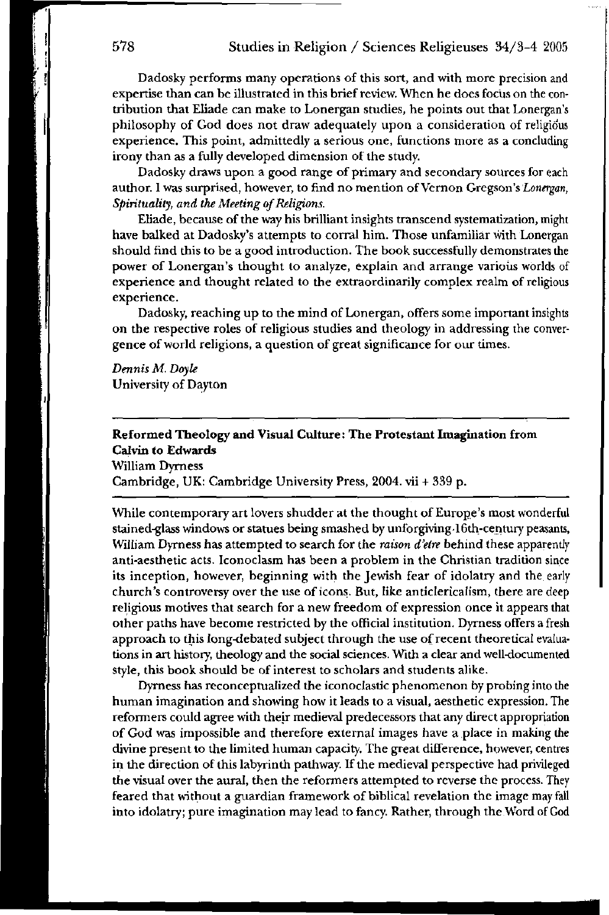Dadosky performs many operations of this sort, and with more precision and expertise than can be illustrated in this brief review. When he does focus on the contribution that Eliade can make to Lonergan studies, he points out that Lonergan's philosophy of God does not draw adequately upon a consideration of religious experience. This point, admittedly a serious one, functions more as a concluding irony than as a fully developed dimension of the study.

Dadosky draws upon a good range of primary and secondary sources for each author. I was surprised, however, to find no mention of Vernon Gregson's *Lonergan, Spirituality, and the Meeting of Religions.*

Eliade, because of the way his brilliant insights transcend systematization, might have balked at Dadosky's attempts to corral him. Those unfamiliar with Lonergan should find this to be a good introduction. The book successfully demonstrates the power of Lonergan's thought to analyze, explain and arrange various worlds of experience and thought related to the extraordinarily complex realm of religious experience.

Dadosky, reaching up to the mind of Lonergan, offers some important insights on the respective roles of religious studies and theology in addressing the convergence of world religions, a question of great significance for our times.

*Dennis M. Doyle*
University of Dayton

---

**Reformed Theology and Visual Culture: The Protestant Imagination from Calvin to Edwards**
William Dyrness
Cambridge, UK: Cambridge University Press, 2004. vii + 339 p.

---

While contemporary art lovers shudder at the thought of Europe's most wonderful stained-glass windows or statues being smashed by unforgiving 16th-century peasants, William Dyrness has attempted to search for the *raison d'etre* behind these apparently anti-aesthetic acts. Iconoclasm has been a problem in the Christian tradition since its inception, however, beginning with the Jewish fear of idolatry and the early church's controversy over the use of icons. But, like anticlericalism, there are deep religious motives that search for a new freedom of expression once it appears that other paths have become restricted by the official institution. Dyrness offers a fresh approach to this long-debated subject through the use of recent theoretical evaluations in art history, theology and the social sciences. With a clear and well-documented style, this book should be of interest to scholars and students alike.

Dyrness has reconceptualized the iconoclastic phenomenon by probing into the human imagination and showing how it leads to a visual, aesthetic expression. The reformers could agree with their medieval predecessors that any direct appropriation of God was impossible and therefore external images have a place in making the divine present to the limited human capacity. The great difference, however, centres in the direction of this labyrinth pathway. If the medieval perspective had privileged the visual over the aural, then the reformers attempted to reverse the process. They feared that without a guardian framework of biblical revelation the image may fall into idolatry; pure imagination may lead to fancy. Rather, through the Word of God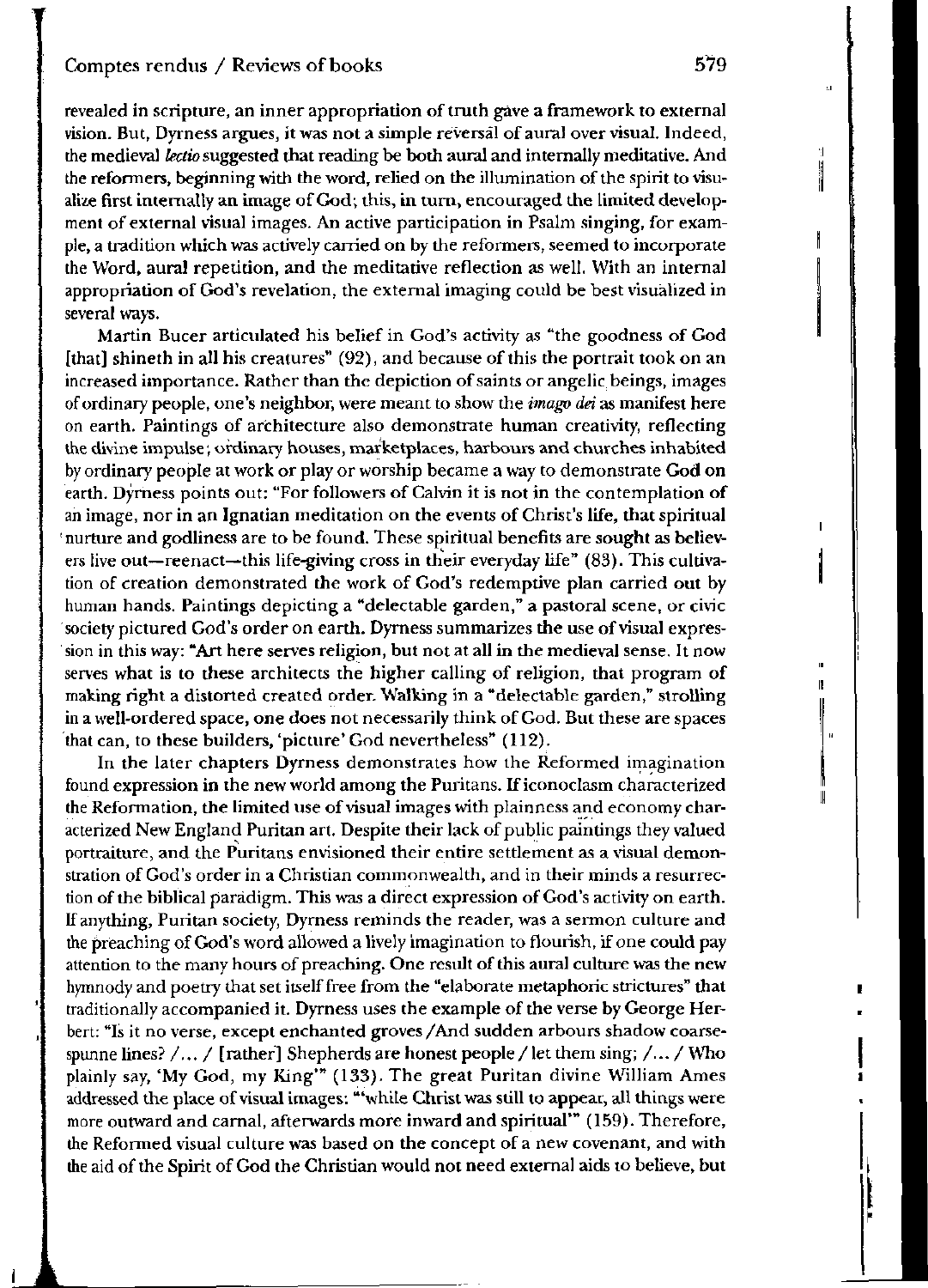revealed in scripture, an inner appropriation of truth gave a framework to external vision. But, Dyrness argues, it was not a simple reversal of aural over visual. Indeed, the medieval *lectio* suggested that reading be both aural and internally meditative. And the reformers, beginning with the word, relied on the illumination of the spirit to visualize first internally an image of God; this, in turn, encouraged the limited development of external visual images. An active participation in Psalm singing, for example, a tradition which was actively carried on by the reformers, seemed to incorporate the Word, aural repetition, and the meditative reflection as well. With an internal appropriation of God's revelation, the external imaging could be best visualized in several ways.

Martin Bucer articulated his belief in God's activity as "the goodness of God [that] shineth in all his creatures" (92), and because of this the portrait took on an increased importance. Rather than the depiction of saints or angelic beings, images of ordinary people, one's neighbor, were meant to show the *imago dei* as manifest here on earth. Paintings of architecture also demonstrate human creativity, reflecting the divine impulse; ordinary houses, marketplaces, harbours and churches inhabited by ordinary people at work or play or worship became a way to demonstrate God on earth. Dyrness points out: "For followers of Calvin it is not in the contemplation of an image, nor in an Ignatian meditation on the events of Christ's life, that spiritual nurture and godliness are to be found. These spiritual benefits are sought as believers live out—reenact—this life-giving cross in their everyday life" (83). This cultivation of creation demonstrated the work of God's redemptive plan carried out by human hands. Paintings depicting a "delectable garden," a pastoral scene, or civic society pictured God's order on earth. Dyrness summarizes the use of visual expression in this way: "Art here serves religion, but not at all in the medieval sense. It now serves what is to these architects the higher calling of religion, that program of making right a distorted created order. Walking in a "delectable garden," strolling in a well-ordered space, one does not necessarily think of God. But these are spaces that can, to these builders, 'picture' God nevertheless" (112).

In the later chapters Dyrness demonstrates how the Reformed imagination found expression in the new world among the Puritans. If iconoclasm characterized the Reformation, the limited use of visual images with plainness and economy characterized New England Puritan art. Despite their lack of public paintings they valued portraiture, and the Puritans envisioned their entire settlement as a visual demonstration of God's order in a Christian commonwealth, and in their minds a resurrection of the biblical paradigm. This was a direct expression of God's activity on earth. If anything, Puritan society, Dyrness reminds the reader, was a sermon culture and the preaching of God's word allowed a lively imagination to flourish, if one could pay attention to the many hours of preaching. One result of this aural culture was the new hymnody and poetry that set itself free from the "elaborate metaphoric strictures" that traditionally accompanied it. Dyrness uses the example of the verse by George Herbert: "Is it no verse, except enchanted groves /And sudden arbours shadow coarse-spunne lines? /... / [rather] Shepherds are honest people / let them sing; /... / Who plainly say, 'My God, my King'" (133). The great Puritan divine William Ames addressed the place of visual images: "'while Christ was still to appear, all things were more outward and carnal, afterwards more inward and spiritual'" (159). Therefore, the Reformed visual culture was based on the concept of a new covenant, and with the aid of the Spirit of God the Christian would not need external aids to believe, but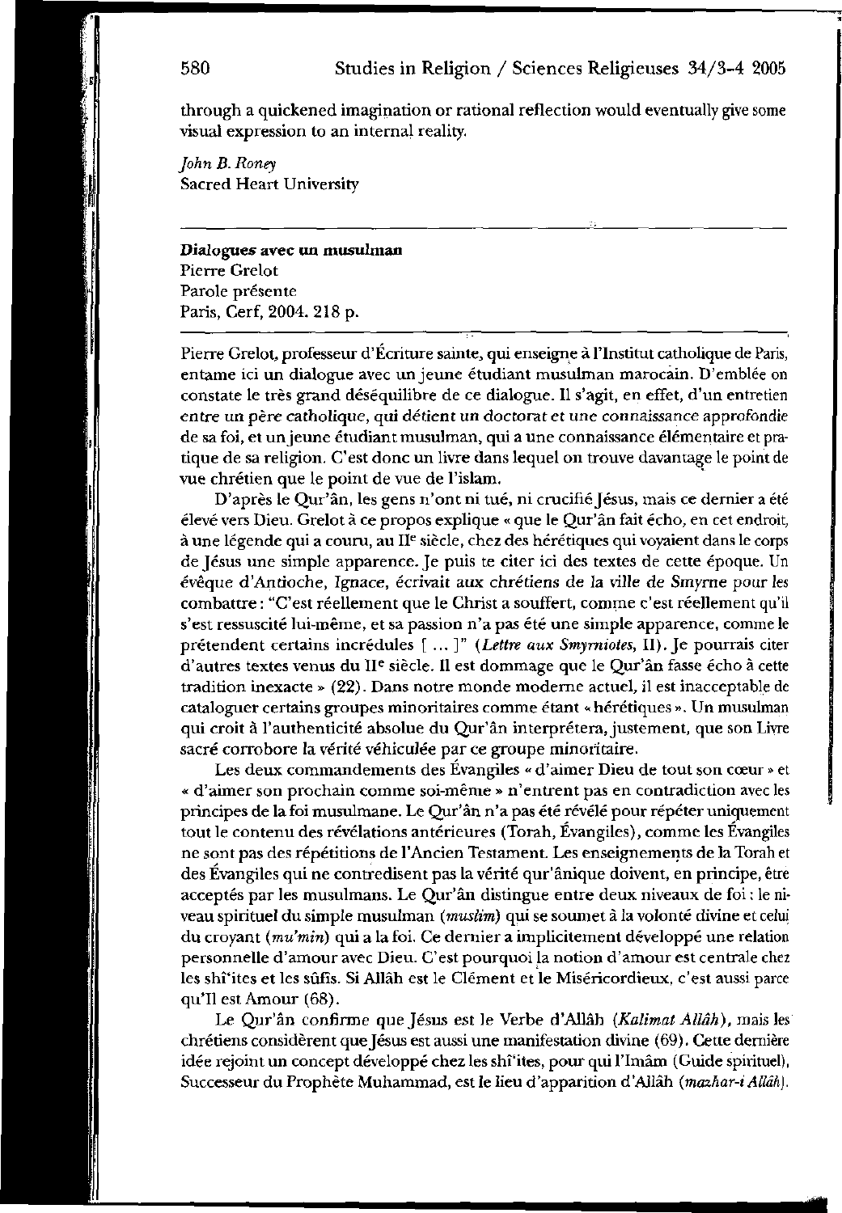through a quickened imagination or rational reflection would eventually give some visual expression to an internal reality.

*John B. Roney*
Sacred Heart University

---

**Dialogues avec un musulman**
Pierre Grelot
Parole présente
Paris, Cerf, 2004. 218 p.

---

Pierre Grelot, professeur d'Écriture sainte, qui enseigne à l'Institut catholique de Paris, entame ici un dialogue avec un jeune étudiant musulman marocain. D'emblée on constate le très grand déséquilibre de ce dialogue. Il s'agit, en effet, d'un entretien entre un père catholique, qui détient un doctorat et une connaissance approfondie de sa foi, et un jeune étudiant musulman, qui a une connaissance élémentaire et pratique de sa religion. C'est donc un livre dans lequel on trouve davantage le point de vue chrétien que le point de vue de l'islam.

D'après le Qur'ân, les gens n'ont ni tué, ni crucifié Jésus, mais ce dernier a été élevé vers Dieu. Grelot à ce propos explique « que le Qur'ân fait écho, en cet endroit, à une légende qui a couru, au II[e] siècle, chez des hérétiques qui voyaient dans le corps de Jésus une simple apparence. Je puis te citer ici des textes de cette époque. Un évêque d'Antioche, Ignace, écrivait aux chrétiens de la ville de Smyrne pour les combattre : "C'est réellement que le Christ a souffert, comme c'est réellement qu'il s'est ressuscité lui-même, et sa passion n'a pas été une simple apparence, comme le prétendent certains incrédules [ ... ]" (*Lettre aux Smyrniotes*, II). Je pourrais citer d'autres textes venus du II[e] siècle. Il est dommage que le Qur'ân fasse écho à cette tradition inexacte » (22). Dans notre monde moderne actuel, il est inacceptable de cataloguer certains groupes minoritaires comme étant « hérétiques ». Un musulman qui croit à l'authenticité absolue du Qur'ân interprétera, justement, que son Livre sacré corrobore la vérité véhiculée par ce groupe minoritaire.

Les deux commandements des Évangiles « d'aimer Dieu de tout son cœur » et « d'aimer son prochain comme soi-même » n'entrent pas en contradiction avec les principes de la foi musulmane. Le Qur'ân n'a pas été révélé pour répéter uniquement tout le contenu des révélations antérieures (Torah, Évangiles), comme les Évangiles ne sont pas des répétitions de l'Ancien Testament. Les enseignements de la Torah et des Évangiles qui ne contredisent pas la vérité qur'ânique doivent, en principe, être acceptés par les musulmans. Le Qur'ân distingue entre deux niveaux de foi : le niveau spirituel du simple musulman (*muslim*) qui se soumet à la volonté divine et celui du croyant (*mu'min*) qui a la foi. Ce dernier a implicitement développé une relation personnelle d'amour avec Dieu. C'est pourquoi la notion d'amour est centrale chez les shî'ites et les sûfis. Si Allâh est le Clément et le Miséricordieux, c'est aussi parce qu'Il est Amour (68).

Le Qur'ân confirme que Jésus est le Verbe d'Allâh (*Kalimat Allâh*), mais les chrétiens considèrent que Jésus est aussi une manifestation divine (69). Cette dernière idée rejoint un concept développé chez les shî'ites, pour qui l'Imâm (Guide spirituel), Successeur du Prophète Muhammad, est le lieu d'apparition d'Allâh (*mazhar-i Allâh*).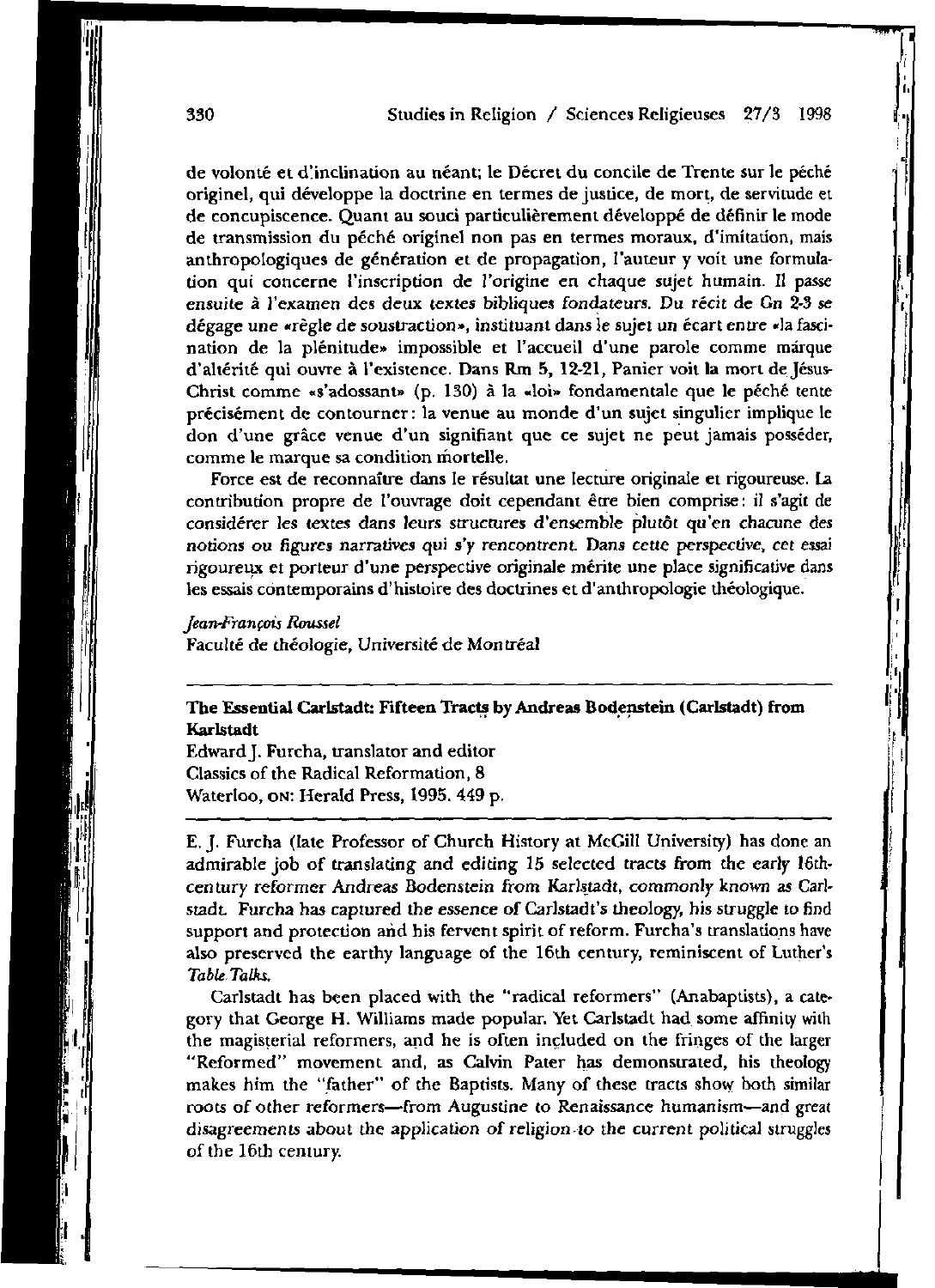de volonté et d'inclination au néant; le Décret du concile de Trente sur le péché originel, qui développe la doctrine en termes de justice, de mort, de servitude et de concupiscence. Quant au souci particulièrement développé de définir le mode de transmission du péché originel non pas en termes moraux, d'imitation, mais anthropologiques de génération et de propagation, l'auteur y voit une formulation qui concerne l'inscription de l'origine en chaque sujet humain. Il passe ensuite à l'examen des deux textes bibliques fondateurs. Du récit de Gn 2-3 se dégage une «règle de soustraction», instituant dans le sujet un écart entre «la fascination de la plénitude» impossible et l'accueil d'une parole comme marque d'altérité qui ouvre à l'existence. Dans Rm 5, 12-21, Panier voit la mort de Jésus-Christ comme «s'adossant» (p. 130) à la «loi» fondamentale que le péché tente précisément de contourner: la venue au monde d'un sujet singulier implique le don d'une grâce venue d'un signifiant que ce sujet ne peut jamais posséder, comme le marque sa condition mortelle.

Force est de reconnaître dans le résultat une lecture originale et rigoureuse. La contribution propre de l'ouvrage doit cependant être bien comprise: il s'agit de considérer les textes dans leurs structures d'ensemble plutôt qu'en chacune des notions ou figures narratives qui s'y rencontrent. Dans cette perspective, cet essai rigoureux et porteur d'une perspective originale mérite une place significative dans les essais contemporains d'histoire des doctrines et d'anthropologie théologique.

*Jean-François Roussel*
Faculté de théologie, Université de Montréal

---

**The Essential Carlstadt: Fifteen Tracts by Andreas Bodenstein (Carlstadt) from Karlstadt**
Edward J. Furcha, translator and editor
Classics of the Radical Reformation, 8
Waterloo, ON: Herald Press, 1995. 449 p.

---

E. J. Furcha (late Professor of Church History at McGill University) has done an admirable job of translating and editing 15 selected tracts from the early 16th-century reformer Andreas Bodenstein from Karlstadt, commonly known as Carlstadt. Furcha has captured the essence of Carlstadt's theology, his struggle to find support and protection and his fervent spirit of reform. Furcha's translations have also preserved the earthy language of the 16th century, reminiscent of Luther's *Table Talks.*

Carlstadt has been placed with the "radical reformers" (Anabaptists), a category that George H. Williams made popular. Yet Carlstadt had some affinity with the magisterial reformers, and he is often included on the fringes of the larger "Reformed" movement and, as Calvin Pater has demonstrated, his theology makes him the "father" of the Baptists. Many of these tracts show both similar roots of other reformers—from Augustine to Renaissance humanism—and great disagreements about the application of religion to the current political struggles of the 16th century.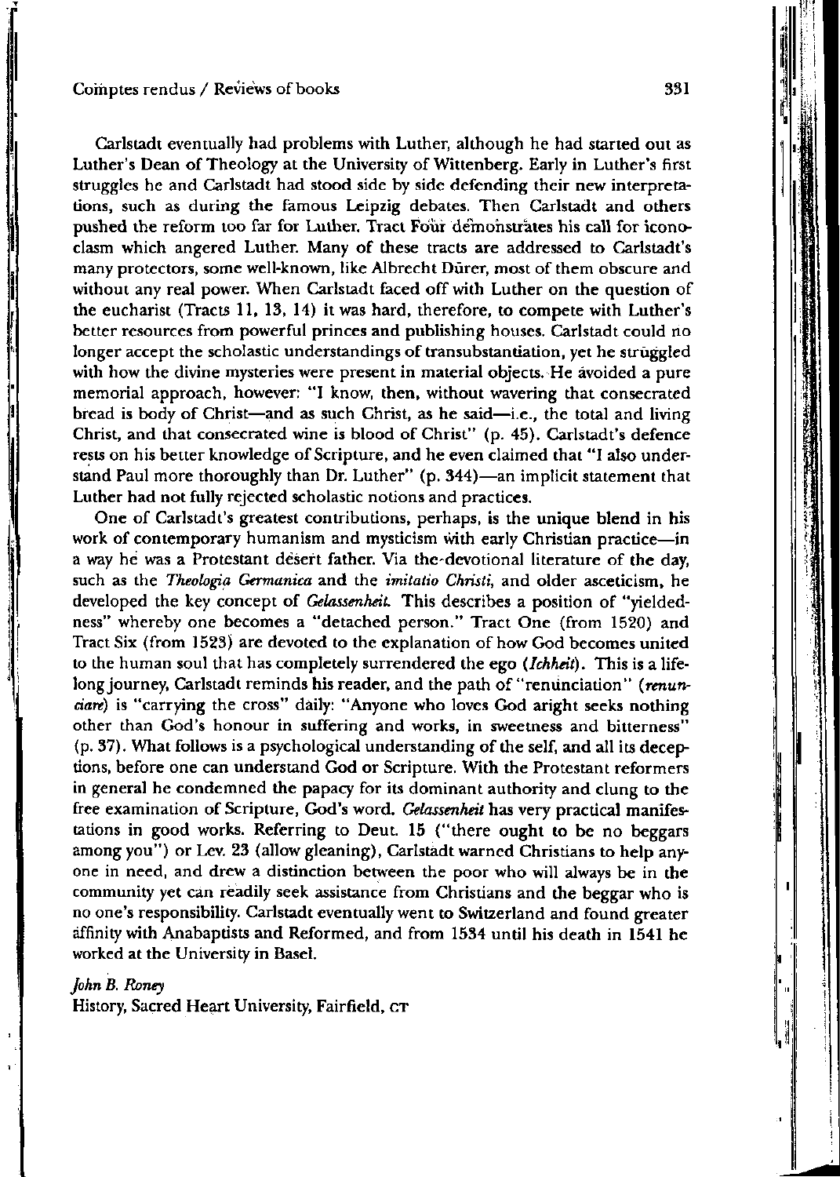Carlstadt eventually had problems with Luther, although he had started out as Luther's Dean of Theology at the University of Wittenberg. Early in Luther's first struggles he and Carlstadt had stood side by side defending their new interpretations, such as during the famous Leipzig debates. Then Carlstadt and others pushed the reform too far for Luther. Tract Four demonstrates his call for iconoclasm which angered Luther. Many of these tracts are addressed to Carlstadt's many protectors, some well-known, like Albrecht Dürer, most of them obscure and without any real power. When Carlstadt faced off with Luther on the question of the eucharist (Tracts 11, 13, 14) it was hard, therefore, to compete with Luther's better resources from powerful princes and publishing houses. Carlstadt could no longer accept the scholastic understandings of transubstantiation, yet he struggled with how the divine mysteries were present in material objects. He avoided a pure memorial approach, however: "I know, then, without wavering that consecrated bread is body of Christ—and as such Christ, as he said—i.e., the total and living Christ, and that consecrated wine is blood of Christ" (p. 45). Carlstadt's defence rests on his better knowledge of Scripture, and he even claimed that "I also understand Paul more thoroughly than Dr. Luther" (p. 344)—an implicit statement that Luther had not fully rejected scholastic notions and practices.

One of Carlstadt's greatest contributions, perhaps, is the unique blend in his work of contemporary humanism and mysticism with early Christian practice—in a way he was a Protestant desert father. Via the devotional literature of the day, such as the *Theologia Germanica* and the *imitatio Christi*, and older asceticism, he developed the key concept of *Gelassenheit*. This describes a position of "yieldedness" whereby one becomes a "detached person." Tract One (from 1520) and Tract Six (from 1523) are devoted to the explanation of how God becomes united to the human soul that has completely surrendered the ego (*Ichheit*). This is a lifelong journey, Carlstadt reminds his reader, and the path of "renunciation" (*renunciare*) is "carrying the cross" daily: "Anyone who loves God aright seeks nothing other than God's honour in suffering and works, in sweetness and bitterness" (p. 37). What follows is a psychological understanding of the self, and all its deceptions, before one can understand God or Scripture. With the Protestant reformers in general he condemned the papacy for its dominant authority and clung to the free examination of Scripture, God's word. *Gelassenheit* has very practical manifestations in good works. Referring to Deut. 15 ("there ought to be no beggars among you") or Lev. 23 (allow gleaning), Carlstadt warned Christians to help anyone in need, and drew a distinction between the poor who will always be in the community yet can readily seek assistance from Christians and the beggar who is no one's responsibility. Carlstadt eventually went to Switzerland and found greater affinity with Anabaptists and Reformed, and from 1534 until his death in 1541 he worked at the University in Basel.

*John B. Roney*
History, Sacred Heart University, Fairfield, CT